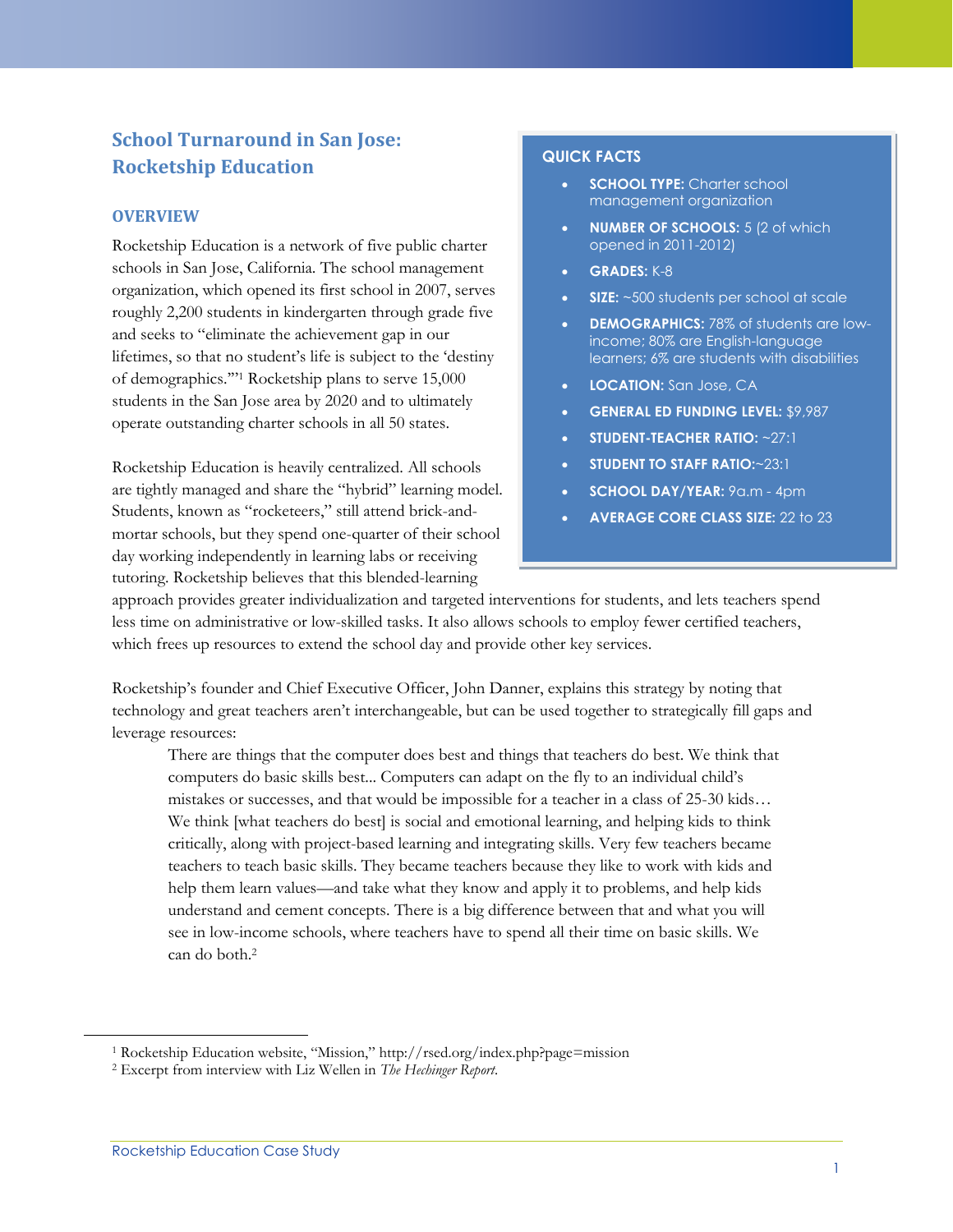# School Turnaround in San Jose: Rocketship Education

## OVERVIEW

Rocketship Education is a network of five public charter schools in San Jose, California. The school management organization, which opened its first school in 2007, serves roughly 2,200 students in kindergarten through grade five and seeks to "eliminate the achievement gap in our lifetimes, so that no student's life is subject to the 'destiny of demographics.'"[1] Rocketship plans to serve 15,000 students in the San Jose area by 2020 and to ultimately operate outstanding charter schools in all 50 states.

> **QUICK FACTS**
>
> - **SCHOOL TYPE:** Charter school management organization
> - **NUMBER OF SCHOOLS:** 5 (2 of which opened in 2011-2012)
> - **GRADES:** K-8
> - **SIZE:** ~500 students per school at scale
> - **DEMOGRAPHICS:** 78% of students are low-income; 80% are English-language learners; 6% are students with disabilities
> - **LOCATION:** San Jose, CA
> - **GENERAL ED FUNDING LEVEL:** $9,987
> - **STUDENT-TEACHER RATIO:** ~27:1
> - **STUDENT TO STAFF RATIO:**~23:1
> - **SCHOOL DAY/YEAR:** 9a.m - 4pm
> - **AVERAGE CORE CLASS SIZE:** 22 to 23

Rocketship Education is heavily centralized. All schools are tightly managed and share the "hybrid" learning model. Students, known as "rocketeers," still attend brick-and-mortar schools, but they spend one-quarter of their school day working independently in learning labs or receiving tutoring. Rocketship believes that this blended-learning approach provides greater individualization and targeted interventions for students, and lets teachers spend less time on administrative or low-skilled tasks. It also allows schools to employ fewer certified teachers, which frees up resources to extend the school day and provide other key services.

Rocketship's founder and Chief Executive Officer, John Danner, explains this strategy by noting that technology and great teachers aren't interchangeable, but can be used together to strategically fill gaps and leverage resources:

> There are things that the computer does best and things that teachers do best. We think that computers do basic skills best... Computers can adapt on the fly to an individual child's mistakes or successes, and that would be impossible for a teacher in a class of 25-30 kids… We think [what teachers do best] is social and emotional learning, and helping kids to think critically, along with project-based learning and integrating skills. Very few teachers became teachers to teach basic skills. They became teachers because they like to work with kids and help them learn values—and take what they know and apply it to problems, and help kids understand and cement concepts. There is a big difference between that and what you will see in low-income schools, where teachers have to spend all their time on basic skills. We can do both.[2]

---

[1] Rocketship Education website, "Mission," http://rsed.org/index.php?page=mission

[2] Excerpt from interview with Liz Wellen in *The Hechinger Report*.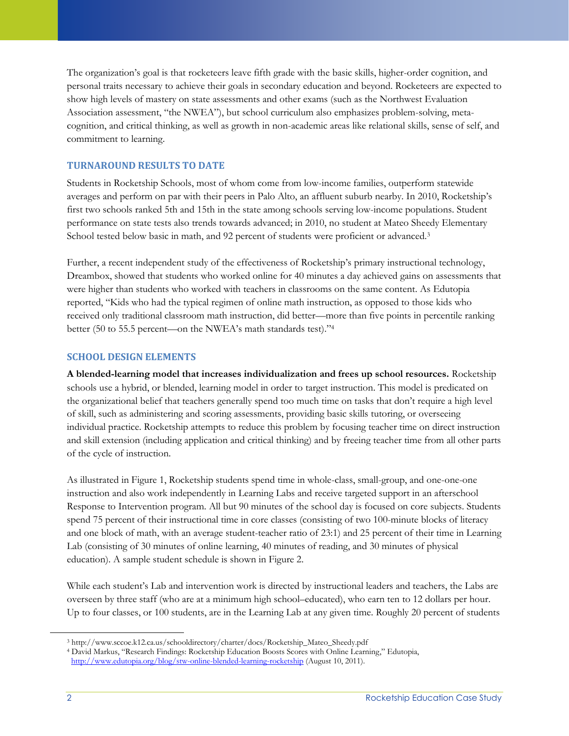The organization's goal is that rocketeers leave fifth grade with the basic skills, higher-order cognition, and personal traits necessary to achieve their goals in secondary education and beyond. Rocketeers are expected to show high levels of mastery on state assessments and other exams (such as the Northwest Evaluation Association assessment, "the NWEA"), but school curriculum also emphasizes problem-solving, meta-cognition, and critical thinking, as well as growth in non-academic areas like relational skills, sense of self, and commitment to learning.

## TURNAROUND RESULTS TO DATE

Students in Rocketship Schools, most of whom come from low-income families, outperform statewide averages and perform on par with their peers in Palo Alto, an affluent suburb nearby. In 2010, Rocketship's first two schools ranked 5th and 15th in the state among schools serving low-income populations. Student performance on state tests also trends towards advanced; in 2010, no student at Mateo Sheedy Elementary School tested below basic in math, and 92 percent of students were proficient or advanced.[3]

Further, a recent independent study of the effectiveness of Rocketship's primary instructional technology, Dreambox, showed that students who worked online for 40 minutes a day achieved gains on assessments that were higher than students who worked with teachers in classrooms on the same content. As Edutopia reported, "Kids who had the typical regimen of online math instruction, as opposed to those kids who received only traditional classroom math instruction, did better—more than five points in percentile ranking better (50 to 55.5 percent—on the NWEA's math standards test)."[4]

## SCHOOL DESIGN ELEMENTS

**A blended-learning model that increases individualization and frees up school resources.** Rocketship schools use a hybrid, or blended, learning model in order to target instruction. This model is predicated on the organizational belief that teachers generally spend too much time on tasks that don't require a high level of skill, such as administering and scoring assessments, providing basic skills tutoring, or overseeing individual practice. Rocketship attempts to reduce this problem by focusing teacher time on direct instruction and skill extension (including application and critical thinking) and by freeing teacher time from all other parts of the cycle of instruction.

As illustrated in Figure 1, Rocketship students spend time in whole-class, small-group, and one-one-one instruction and also work independently in Learning Labs and receive targeted support in an afterschool Response to Intervention program. All but 90 minutes of the school day is focused on core subjects. Students spend 75 percent of their instructional time in core classes (consisting of two 100-minute blocks of literacy and one block of math, with an average student-teacher ratio of 23:1) and 25 percent of their time in Learning Lab (consisting of 30 minutes of online learning, 40 minutes of reading, and 30 minutes of physical education). A sample student schedule is shown in Figure 2.

While each student's Lab and intervention work is directed by instructional leaders and teachers, the Labs are overseen by three staff (who are at a minimum high school–educated), who earn ten to 12 dollars per hour. Up to four classes, or 100 students, are in the Learning Lab at any given time. Roughly 20 percent of students

---

[3] http://www.sccoe.k12.ca.us/schooldirectory/charter/docs/Rocketship_Mateo_Sheedy.pdf

[4] David Markus, "Research Findings: Rocketship Education Boosts Scores with Online Learning," Edutopia, http://www.edutopia.org/blog/stw-online-blended-learning-rocketship (August 10, 2011).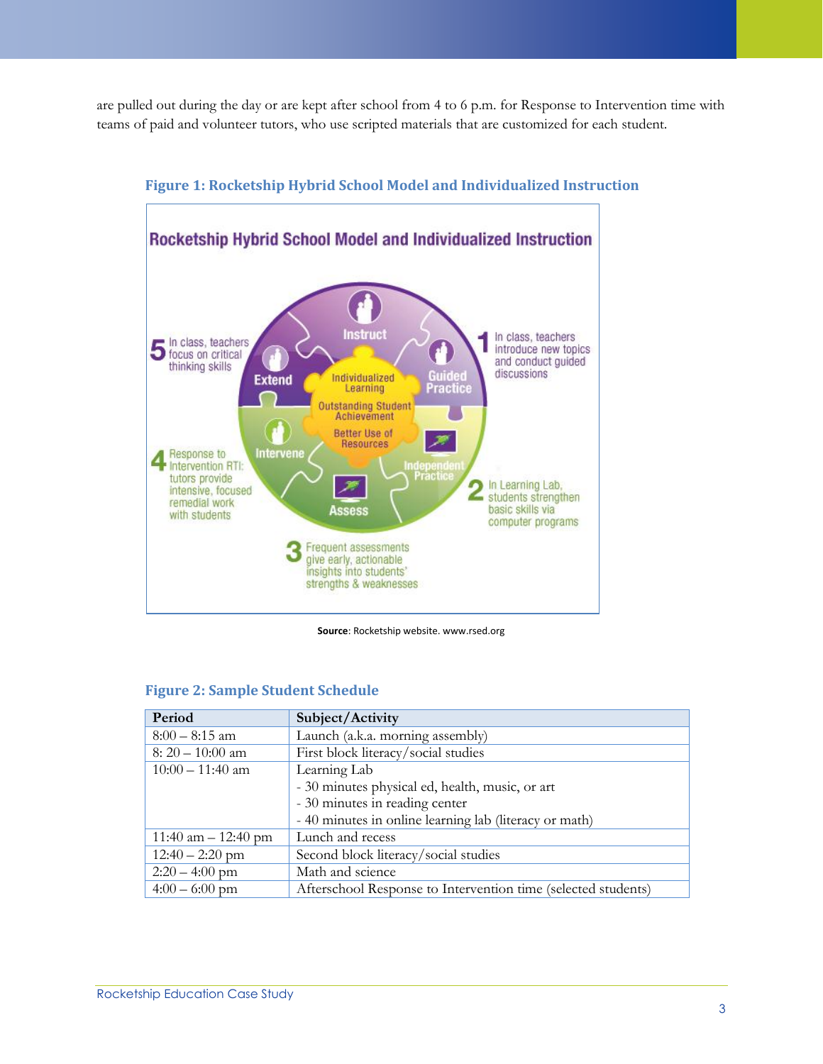are pulled out during the day or are kept after school from 4 to 6 p.m. for Response to Intervention time with teams of paid and volunteer tutors, who use scripted materials that are customized for each student.

### Figure 1: Rocketship Hybrid School Model and Individualized Instruction

**Rocketship Hybrid School Model and Individualized Instruction**

Instruct · Guided Practice · Independent Practice · Assess · Intervene · Extend

Individualized Learning · Outstanding Student Achievement · Better Use of Resources

1. In class, teachers introduce new topics and conduct guided discussions
2. In Learning Lab, students strengthen basic skills via computer programs
3. Frequent assessments give early, actionable insights into students' strengths & weaknesses
4. Response to Intervention RTI: tutors provide intensive, focused remedial work with students
5. In class, teachers focus on critical thinking skills

**Source**: Rocketship website. www.rsed.org

### Figure 2: Sample Student Schedule

| Period | Subject/Activity |
|---|---|
| 8:00 – 8:15 am | Launch (a.k.a. morning assembly) |
| 8: 20 – 10:00 am | First block literacy/social studies |
| 10:00 – 11:40 am | Learning Lab<br>- 30 minutes physical ed, health, music, or art<br>- 30 minutes in reading center<br>- 40 minutes in online learning lab (literacy or math) |
| 11:40 am – 12:40 pm | Lunch and recess |
| 12:40 – 2:20 pm | Second block literacy/social studies |
| 2:20 – 4:00 pm | Math and science |
| 4:00 – 6:00 pm | Afterschool Response to Intervention time (selected students) |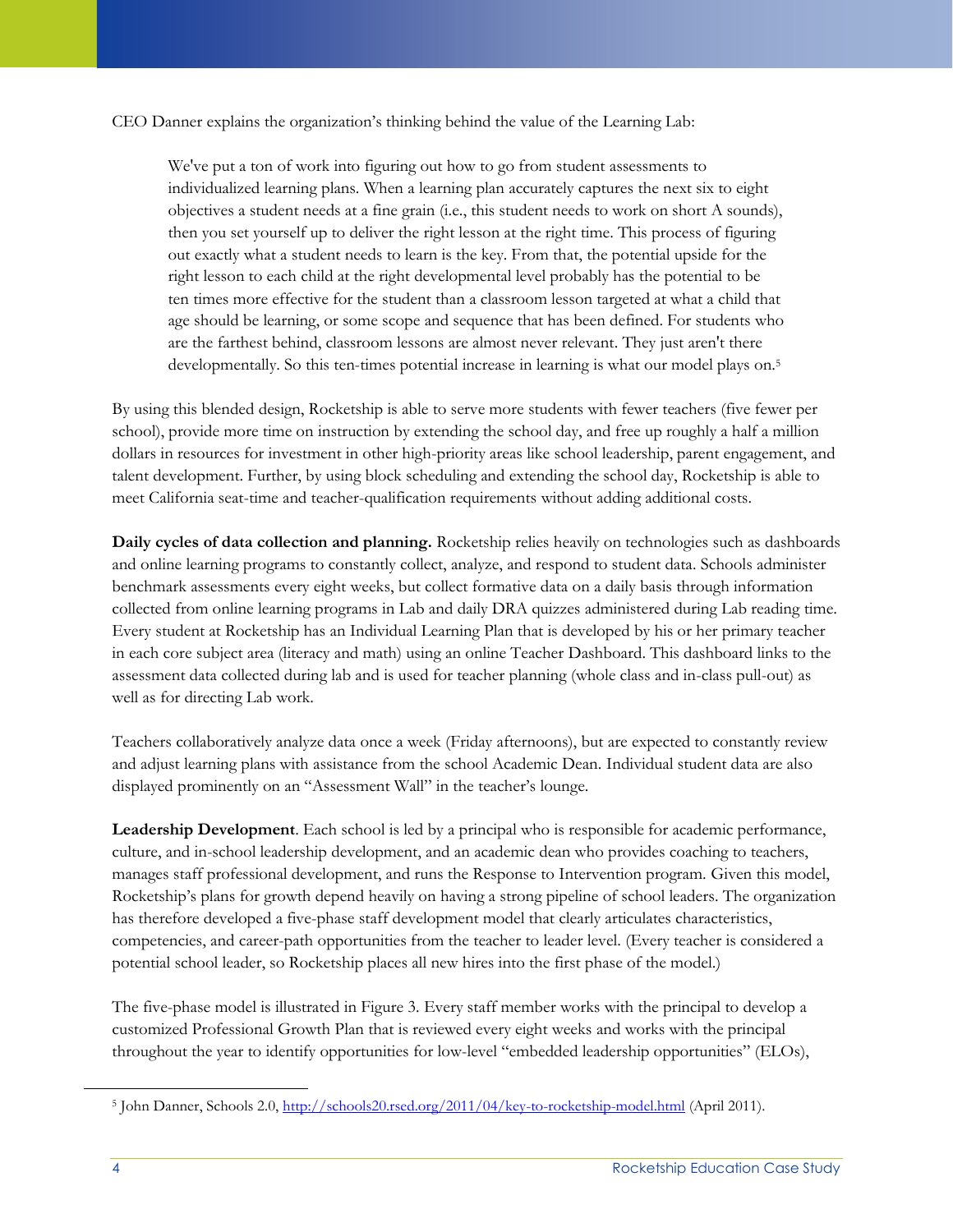CEO Danner explains the organization's thinking behind the value of the Learning Lab:

> We've put a ton of work into figuring out how to go from student assessments to individualized learning plans. When a learning plan accurately captures the next six to eight objectives a student needs at a fine grain (i.e., this student needs to work on short A sounds), then you set yourself up to deliver the right lesson at the right time. This process of figuring out exactly what a student needs to learn is the key. From that, the potential upside for the right lesson to each child at the right developmental level probably has the potential to be ten times more effective for the student than a classroom lesson targeted at what a child that age should be learning, or some scope and sequence that has been defined. For students who are the farthest behind, classroom lessons are almost never relevant. They just aren't there developmentally. So this ten-times potential increase in learning is what our model plays on.[5]

By using this blended design, Rocketship is able to serve more students with fewer teachers (five fewer per school), provide more time on instruction by extending the school day, and free up roughly a half a million dollars in resources for investment in other high-priority areas like school leadership, parent engagement, and talent development. Further, by using block scheduling and extending the school day, Rocketship is able to meet California seat-time and teacher-qualification requirements without adding additional costs.

**Daily cycles of data collection and planning.** Rocketship relies heavily on technologies such as dashboards and online learning programs to constantly collect, analyze, and respond to student data. Schools administer benchmark assessments every eight weeks, but collect formative data on a daily basis through information collected from online learning programs in Lab and daily DRA quizzes administered during Lab reading time. Every student at Rocketship has an Individual Learning Plan that is developed by his or her primary teacher in each core subject area (literacy and math) using an online Teacher Dashboard. This dashboard links to the assessment data collected during lab and is used for teacher planning (whole class and in-class pull-out) as well as for directing Lab work.

Teachers collaboratively analyze data once a week (Friday afternoons), but are expected to constantly review and adjust learning plans with assistance from the school Academic Dean. Individual student data are also displayed prominently on an "Assessment Wall" in the teacher's lounge.

**Leadership Development**. Each school is led by a principal who is responsible for academic performance, culture, and in-school leadership development, and an academic dean who provides coaching to teachers, manages staff professional development, and runs the Response to Intervention program. Given this model, Rocketship's plans for growth depend heavily on having a strong pipeline of school leaders. The organization has therefore developed a five-phase staff development model that clearly articulates characteristics, competencies, and career-path opportunities from the teacher to leader level. (Every teacher is considered a potential school leader, so Rocketship places all new hires into the first phase of the model.)

The five-phase model is illustrated in Figure 3. Every staff member works with the principal to develop a customized Professional Growth Plan that is reviewed every eight weeks and works with the principal throughout the year to identify opportunities for low-level "embedded leadership opportunities" (ELOs),

---

[5] John Danner, Schools 2.0, http://schools20.rsed.org/2011/04/key-to-rocketship-model.html (April 2011).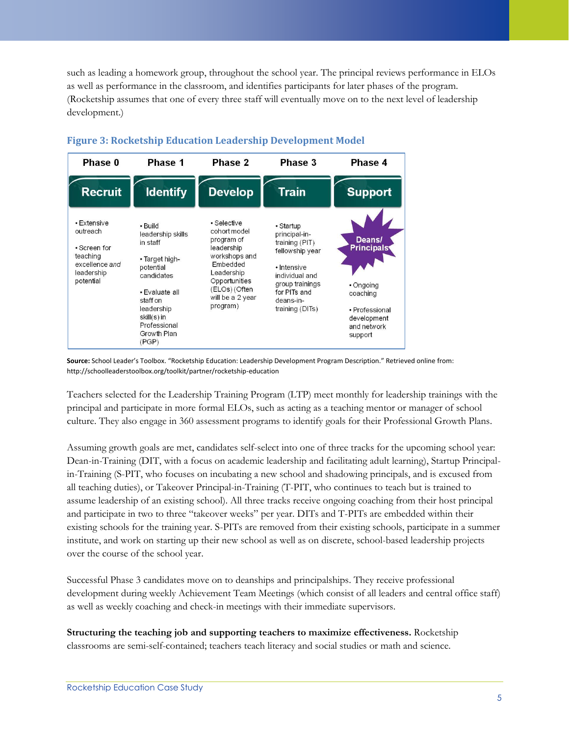such as leading a homework group, throughout the school year. The principal reviews performance in ELOs as well as performance in the classroom, and identifies participants for later phases of the program. (Rocketship assumes that one of every three staff will eventually move on to the next level of leadership development.)

**Figure 3: Rocketship Education Leadership Development Model**

| Phase 0 | Phase 1 | Phase 2 | Phase 3 | Phase 4 |
|---|---|---|---|---|
| **Recruit** | **Identify** | **Develop** | **Train** | **Support** |
| • Extensive outreach<br><br>• Screen for teaching excellence *and* leadership potential | • Build leadership skills in staff<br><br>• Target high-potential candidates<br><br>• Evaluate all staff on leadership skill(s) in Professional Growth Plan (PGP) | • Selective cohort model program of leadership workshops and Embedded Leadership Opportunities (ELOs) (Often will be a 2 year program) | • Startup principal-in-training (PIT) fellowship year<br><br>• Intensive individual and group trainings for PITs and deans-in-training (DITs) | Deans/ Principals<br><br>• Ongoing coaching<br><br>• Professional development and network support |

**Source:** School Leader's Toolbox. "Rocketship Education: Leadership Development Program Description." Retrieved online from: http://schoolleaderstoolbox.org/toolkit/partner/rocketship-education

Teachers selected for the Leadership Training Program (LTP) meet monthly for leadership trainings with the principal and participate in more formal ELOs, such as acting as a teaching mentor or manager of school culture. They also engage in 360 assessment programs to identify goals for their Professional Growth Plans.

Assuming growth goals are met, candidates self-select into one of three tracks for the upcoming school year: Dean-in-Training (DIT, with a focus on academic leadership and facilitating adult learning), Startup Principal-in-Training (S-PIT, who focuses on incubating a new school and shadowing principals, and is excused from all teaching duties), or Takeover Principal-in-Training (T-PIT, who continues to teach but is trained to assume leadership of an existing school). All three tracks receive ongoing coaching from their host principal and participate in two to three "takeover weeks" per year. DITs and T-PITs are embedded within their existing schools for the training year. S-PITs are removed from their existing schools, participate in a summer institute, and work on starting up their new school as well as on discrete, school-based leadership projects over the course of the school year.

Successful Phase 3 candidates move on to deanships and principalships. They receive professional development during weekly Achievement Team Meetings (which consist of all leaders and central office staff) as well as weekly coaching and check-in meetings with their immediate supervisors.

**Structuring the teaching job and supporting teachers to maximize effectiveness.** Rocketship classrooms are semi-self-contained; teachers teach literacy and social studies or math and science.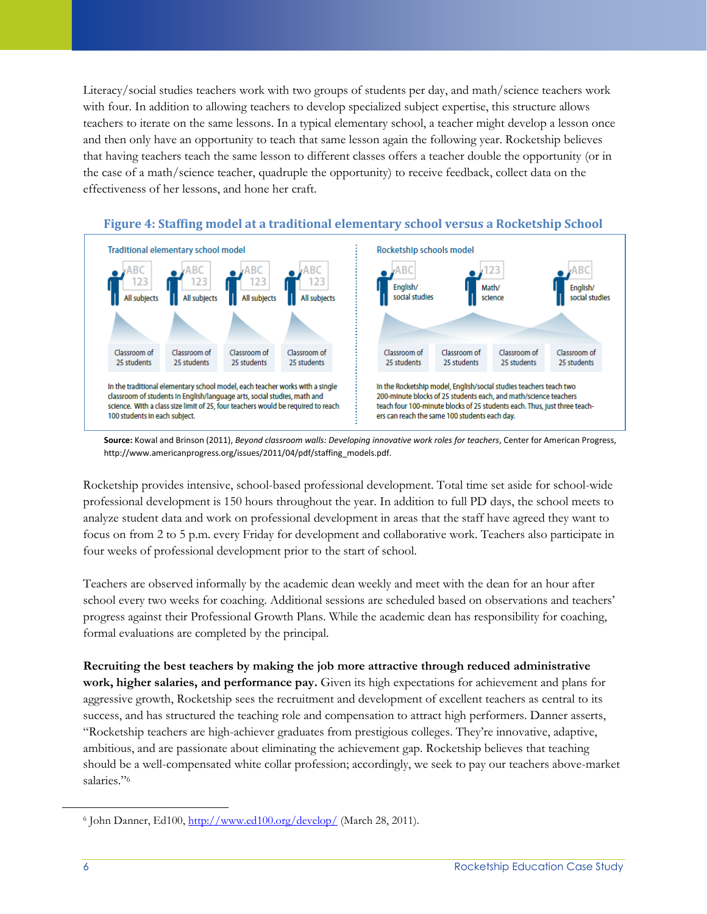Literacy/social studies teachers work with two groups of students per day, and math/science teachers work with four. In addition to allowing teachers to develop specialized subject expertise, this structure allows teachers to iterate on the same lessons. In a typical elementary school, a teacher might develop a lesson once and then only have an opportunity to teach that same lesson again the following year. Rocketship believes that having teachers teach the same lesson to different classes offers a teacher double the opportunity (or in the case of a math/science teacher, quadruple the opportunity) to receive feedback, collect data on the effectiveness of her lessons, and hone her craft.

**Figure 4: Staffing model at a traditional elementary school versus a Rocketship School**

Traditional elementary school model

All subjects | All subjects | All subjects | All subjects

Classroom of 25 students | Classroom of 25 students | Classroom of 25 students | Classroom of 25 students

In the traditional elementary school model, each teacher works with a single classroom of students in English/language arts, social studies, math and science. With a class size limit of 25, four teachers would be required to reach 100 students in each subject.

Rocketship schools model

English/social studies | Math/science | English/social studies

Classroom of 25 students | Classroom of 25 students | Classroom of 25 students | Classroom of 25 students

In the Rocketship model, English/social studies teachers teach two 200-minute blocks of 25 students each, and math/science teachers teach four 100-minute blocks of 25 students each. Thus, just three teachers can reach the same 100 students each day.

**Source:** Kowal and Brinson (2011), *Beyond classroom walls: Developing innovative work roles for teachers*, Center for American Progress, http://www.americanprogress.org/issues/2011/04/pdf/staffing_models.pdf.

Rocketship provides intensive, school-based professional development. Total time set aside for school-wide professional development is 150 hours throughout the year. In addition to full PD days, the school meets to analyze student data and work on professional development in areas that the staff have agreed they want to focus on from 2 to 5 p.m. every Friday for development and collaborative work. Teachers also participate in four weeks of professional development prior to the start of school.

Teachers are observed informally by the academic dean weekly and meet with the dean for an hour after school every two weeks for coaching. Additional sessions are scheduled based on observations and teachers' progress against their Professional Growth Plans. While the academic dean has responsibility for coaching, formal evaluations are completed by the principal.

**Recruiting the best teachers by making the job more attractive through reduced administrative work, higher salaries, and performance pay.** Given its high expectations for achievement and plans for aggressive growth, Rocketship sees the recruitment and development of excellent teachers as central to its success, and has structured the teaching role and compensation to attract high performers. Danner asserts, "Rocketship teachers are high-achiever graduates from prestigious colleges. They're innovative, adaptive, ambitious, and are passionate about eliminating the achievement gap. Rocketship believes that teaching should be a well-compensated white collar profession; accordingly, we seek to pay our teachers above-market salaries."[6]

[6] John Danner, Ed100, http://www.ed100.org/develop/ (March 28, 2011).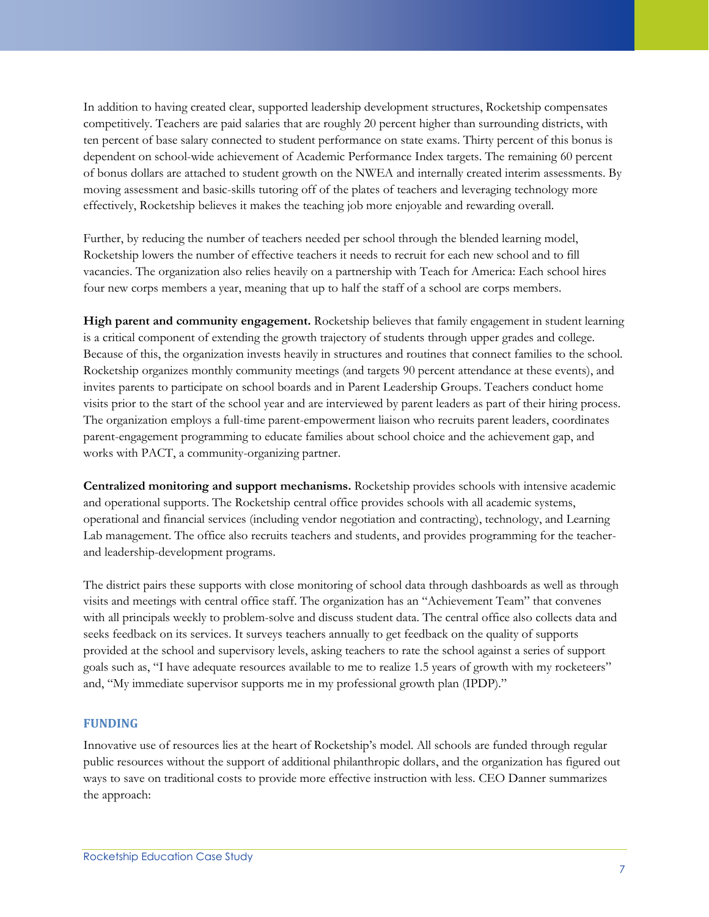In addition to having created clear, supported leadership development structures, Rocketship compensates competitively. Teachers are paid salaries that are roughly 20 percent higher than surrounding districts, with ten percent of base salary connected to student performance on state exams. Thirty percent of this bonus is dependent on school-wide achievement of Academic Performance Index targets. The remaining 60 percent of bonus dollars are attached to student growth on the NWEA and internally created interim assessments. By moving assessment and basic-skills tutoring off of the plates of teachers and leveraging technology more effectively, Rocketship believes it makes the teaching job more enjoyable and rewarding overall.

Further, by reducing the number of teachers needed per school through the blended learning model, Rocketship lowers the number of effective teachers it needs to recruit for each new school and to fill vacancies. The organization also relies heavily on a partnership with Teach for America: Each school hires four new corps members a year, meaning that up to half the staff of a school are corps members.

**High parent and community engagement.** Rocketship believes that family engagement in student learning is a critical component of extending the growth trajectory of students through upper grades and college. Because of this, the organization invests heavily in structures and routines that connect families to the school. Rocketship organizes monthly community meetings (and targets 90 percent attendance at these events), and invites parents to participate on school boards and in Parent Leadership Groups. Teachers conduct home visits prior to the start of the school year and are interviewed by parent leaders as part of their hiring process. The organization employs a full-time parent-empowerment liaison who recruits parent leaders, coordinates parent-engagement programming to educate families about school choice and the achievement gap, and works with PACT, a community-organizing partner.

**Centralized monitoring and support mechanisms.** Rocketship provides schools with intensive academic and operational supports. The Rocketship central office provides schools with all academic systems, operational and financial services (including vendor negotiation and contracting), technology, and Learning Lab management. The office also recruits teachers and students, and provides programming for the teacher- and leadership-development programs.

The district pairs these supports with close monitoring of school data through dashboards as well as through visits and meetings with central office staff. The organization has an "Achievement Team" that convenes with all principals weekly to problem-solve and discuss student data. The central office also collects data and seeks feedback on its services. It surveys teachers annually to get feedback on the quality of supports provided at the school and supervisory levels, asking teachers to rate the school against a series of support goals such as, "I have adequate resources available to me to realize 1.5 years of growth with my rocketeers" and, "My immediate supervisor supports me in my professional growth plan (IPDP)."

## FUNDING

Innovative use of resources lies at the heart of Rocketship's model. All schools are funded through regular public resources without the support of additional philanthropic dollars, and the organization has figured out ways to save on traditional costs to provide more effective instruction with less. CEO Danner summarizes the approach: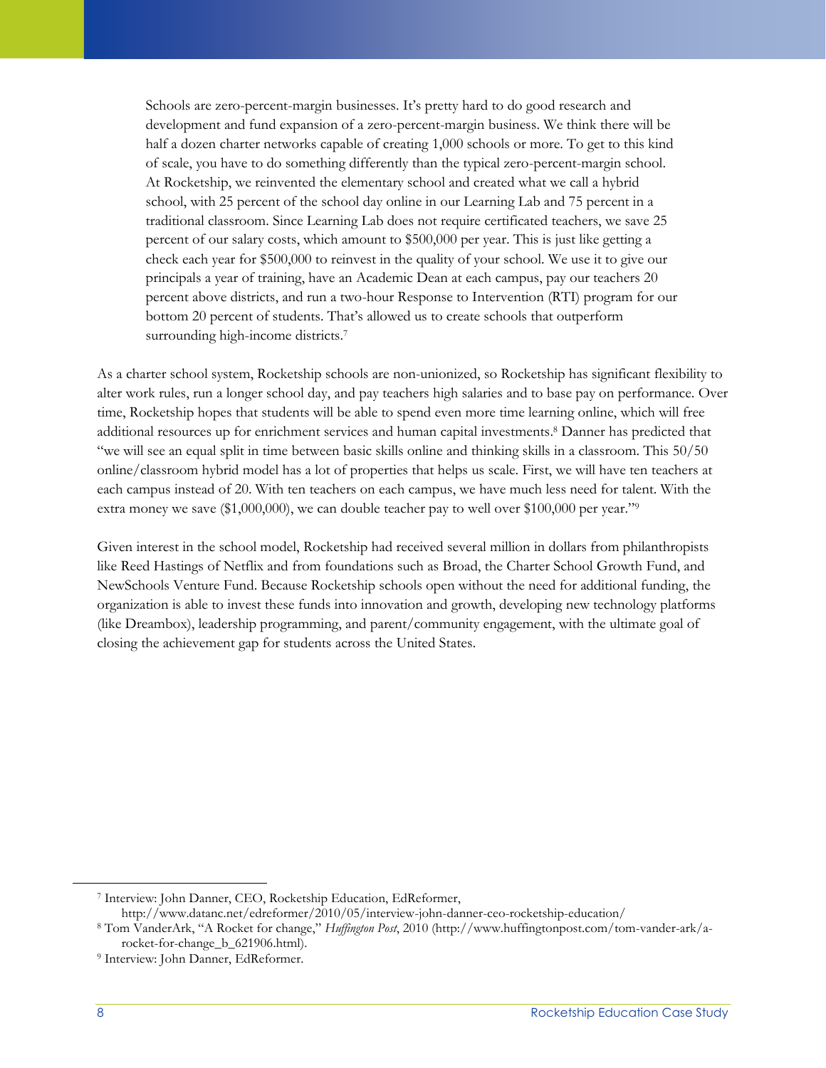> Schools are zero-percent-margin businesses. It's pretty hard to do good research and development and fund expansion of a zero-percent-margin business. We think there will be half a dozen charter networks capable of creating 1,000 schools or more. To get to this kind of scale, you have to do something differently than the typical zero-percent-margin school. At Rocketship, we reinvented the elementary school and created what we call a hybrid school, with 25 percent of the school day online in our Learning Lab and 75 percent in a traditional classroom. Since Learning Lab does not require certificated teachers, we save 25 percent of our salary costs, which amount to $500,000 per year. This is just like getting a check each year for $500,000 to reinvest in the quality of your school. We use it to give our principals a year of training, have an Academic Dean at each campus, pay our teachers 20 percent above districts, and run a two-hour Response to Intervention (RTI) program for our bottom 20 percent of students. That's allowed us to create schools that outperform surrounding high-income districts.[7]

As a charter school system, Rocketship schools are non-unionized, so Rocketship has significant flexibility to alter work rules, run a longer school day, and pay teachers high salaries and to base pay on performance. Over time, Rocketship hopes that students will be able to spend even more time learning online, which will free additional resources up for enrichment services and human capital investments.[8] Danner has predicted that "we will see an equal split in time between basic skills online and thinking skills in a classroom. This 50/50 online/classroom hybrid model has a lot of properties that helps us scale. First, we will have ten teachers at each campus instead of 20. With ten teachers on each campus, we have much less need for talent. With the extra money we save ($1,000,000), we can double teacher pay to well over $100,000 per year."[9]

Given interest in the school model, Rocketship had received several million in dollars from philanthropists like Reed Hastings of Netflix and from foundations such as Broad, the Charter School Growth Fund, and NewSchools Venture Fund. Because Rocketship schools open without the need for additional funding, the organization is able to invest these funds into innovation and growth, developing new technology platforms (like Dreambox), leadership programming, and parent/community engagement, with the ultimate goal of closing the achievement gap for students across the United States.

---

[7] Interview: John Danner, CEO, Rocketship Education, EdReformer, http://www.datanc.net/edreformer/2010/05/interview-john-danner-ceo-rocketship-education/

[8] Tom VanderArk, "A Rocket for change," *Huffington Post*, 2010 (http://www.huffingtonpost.com/tom-vander-ark/a-rocket-for-change_b_621906.html).

[9] Interview: John Danner, EdReformer.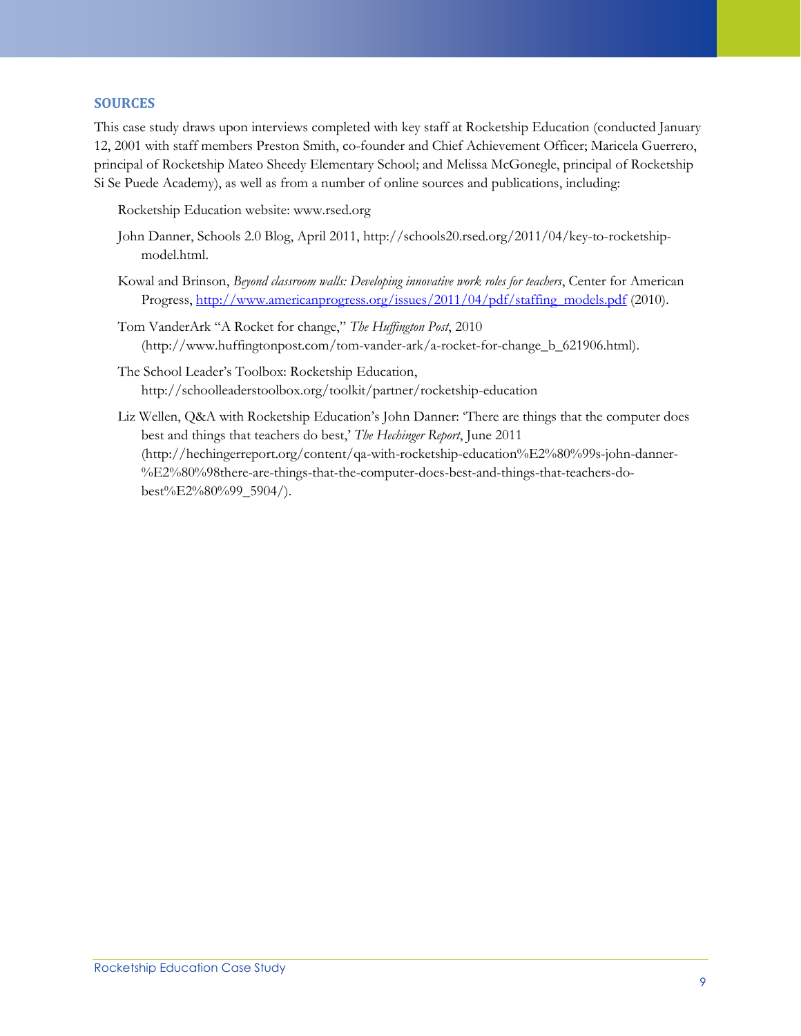## SOURCES

This case study draws upon interviews completed with key staff at Rocketship Education (conducted January 12, 2001 with staff members Preston Smith, co-founder and Chief Achievement Officer; Maricela Guerrero, principal of Rocketship Mateo Sheedy Elementary School; and Melissa McGonegle, principal of Rocketship Si Se Puede Academy), as well as from a number of online sources and publications, including:

Rocketship Education website: www.rsed.org

John Danner, Schools 2.0 Blog, April 2011, http://schools20.rsed.org/2011/04/key-to-rocketship-model.html.

Kowal and Brinson, *Beyond classroom walls: Developing innovative work roles for teachers*, Center for American Progress, http://www.americanprogress.org/issues/2011/04/pdf/staffing_models.pdf (2010).

Tom VanderArk "A Rocket for change," *The Huffington Post*, 2010 (http://www.huffingtonpost.com/tom-vander-ark/a-rocket-for-change_b_621906.html).

The School Leader's Toolbox: Rocketship Education, http://schoolleaderstoolbox.org/toolkit/partner/rocketship-education

Liz Wellen, Q&A with Rocketship Education's John Danner: 'There are things that the computer does best and things that teachers do best,' *The Hechinger Report*, June 2011 (http://hechingerreport.org/content/qa-with-rocketship-education%E2%80%99s-john-danner-%E2%80%98there-are-things-that-the-computer-does-best-and-things-that-teachers-do-best%E2%80%99_5904/).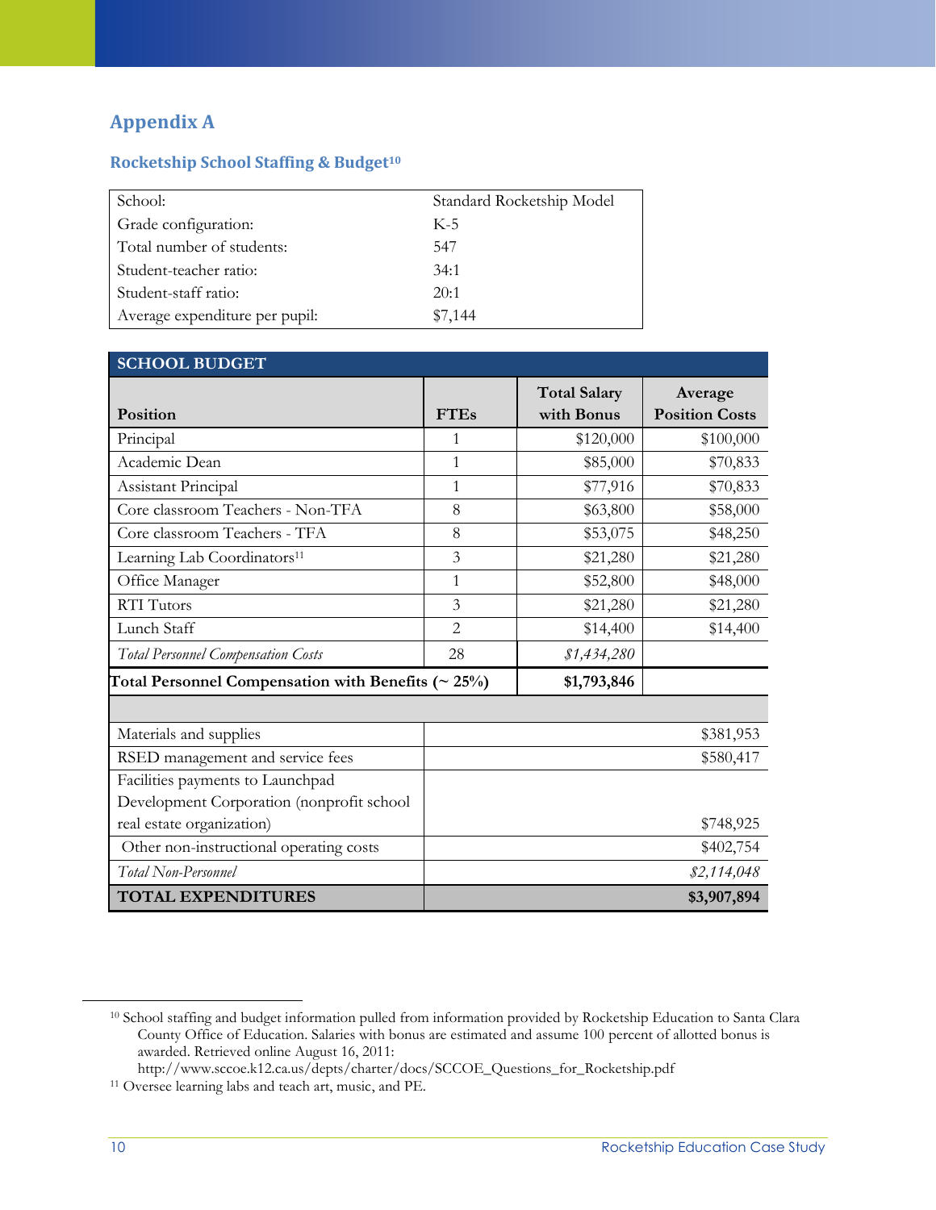## Appendix A

### Rocketship School Staffing & Budget[10]

| | |
|---|---|
| School: | Standard Rocketship Model |
| Grade configuration: | K-5 |
| Total number of students: | 547 |
| Student-teacher ratio: | 34:1 |
| Student-staff ratio: | 20:1 |
| Average expenditure per pupil: | $7,144 |

| SCHOOL BUDGET | | | |
|---|---|---|---|
| **Position** | **FTEs** | **Total Salary with Bonus** | **Average Position Costs** |
| Principal | 1 | $120,000 | $100,000 |
| Academic Dean | 1 | $85,000 | $70,833 |
| Assistant Principal | 1 | $77,916 | $70,833 |
| Core classroom Teachers - Non-TFA | 8 | $63,800 | $58,000 |
| Core classroom Teachers - TFA | 8 | $53,075 | $48,250 |
| Learning Lab Coordinators[11] | 3 | $21,280 | $21,280 |
| Office Manager | 1 | $52,800 | $48,000 |
| RTI Tutors | 3 | $21,280 | $21,280 |
| Lunch Staff | 2 | $14,400 | $14,400 |
| *Total Personnel Compensation Costs* | 28 | *$1,434,280* | |
| **Total Personnel Compensation with Benefits (~ 25%)** | | **$1,793,846** | |
| | | | |
| Materials and supplies | | | $381,953 |
| RSED management and service fees | | | $580,417 |
| Facilities payments to Launchpad Development Corporation (nonprofit school real estate organization) | | | $748,925 |
| Other non-instructional operating costs | | | $402,754 |
| *Total Non-Personnel* | | | *$2,114,048* |
| **TOTAL EXPENDITURES** | | | **$3,907,894** |

---

[10] School staffing and budget information pulled from information provided by Rocketship Education to Santa Clara County Office of Education. Salaries with bonus are estimated and assume 100 percent of allotted bonus is awarded. Retrieved online August 16, 2011: http://www.sccoe.k12.ca.us/depts/charter/docs/SCCOE_Questions_for_Rocketship.pdf

[11] Oversee learning labs and teach art, music, and PE.